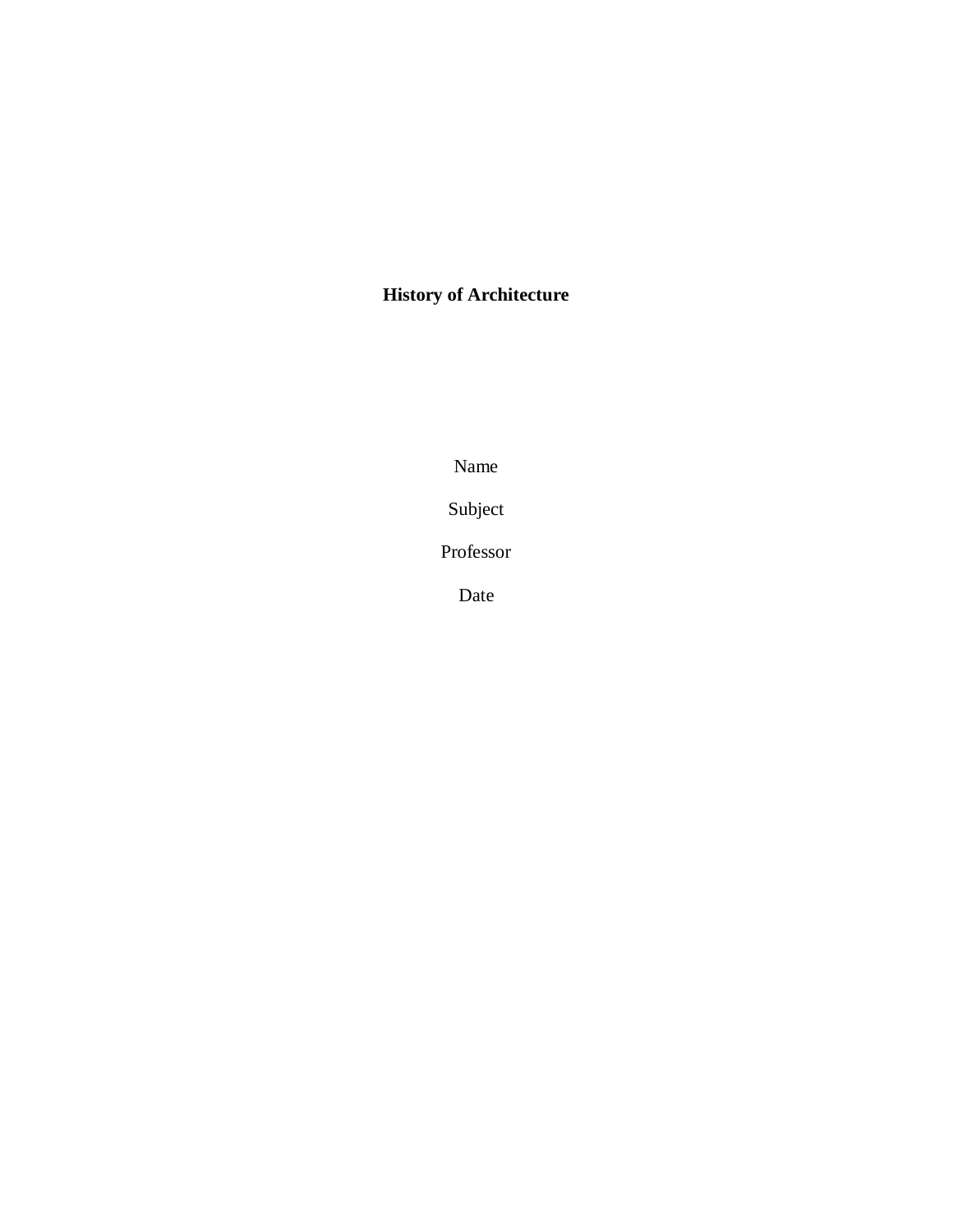**History of Architecture**

Name

Subject

Professor

Date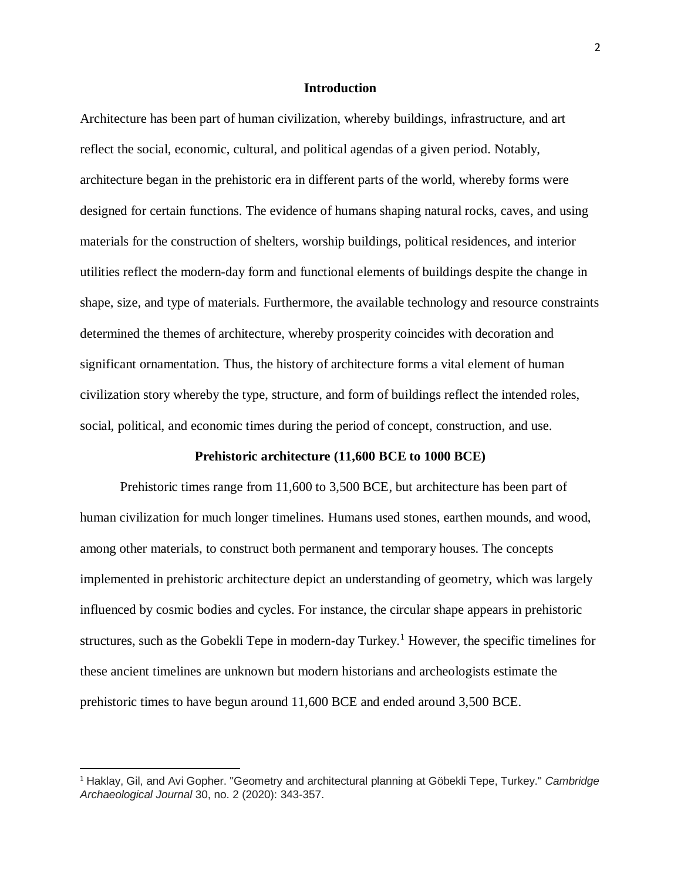## Introduction

Architecture has been part of human civilization, whereby buildings, infrastructure, and art reflect the social, economic, cultural, and political agendas of a given period. Notably, architecture began in the prehistoric era in different parts of the world, whereby forms were designed for certain functions. The evidence of humans shaping natural rocks, caves, and using materials for the construction of shelters, worship buildings, political residences, and interior utilities reflect the modern-day form and functional elements of buildings despite the change in shape, size, and type of materials. Furthermore, the available technology and resource constraints determined the themes of architecture, whereby prosperity coincides with decoration and significant ornamentation. Thus, the history of architecture forms a vital element of human civilization story whereby the type, structure, and form of buildings reflect the intended roles, social, political, and economic times during the period of concept, construction, and use.

## Prehistoric architecture (11,600 BCE to 1000 BCE)

Prehistoric times range from 11,600 to 3,500 BCE, but architecture has been part of human civilization for much longer timelines. Humans used stones, earthen mounds, and wood, among other materials, to construct both permanent and temporary houses. The concepts implemented in prehistoric architecture depict an understanding of geometry, which was largely influenced by cosmic bodies and cycles. For instance, the circular shape appears in prehistoric structures, such as the Gobekli Tepe in modern-day Turkey.[1] However, the specific timelines for these ancient timelines are unknown but modern historians and archeologists estimate the prehistoric times to have begun around 11,600 BCE and ended around 3,500 BCE.

---

[1] Haklay, Gil, and Avi Gopher. "Geometry and architectural planning at Göbekli Tepe, Turkey." *Cambridge Archaeological Journal* 30, no. 2 (2020): 343-357.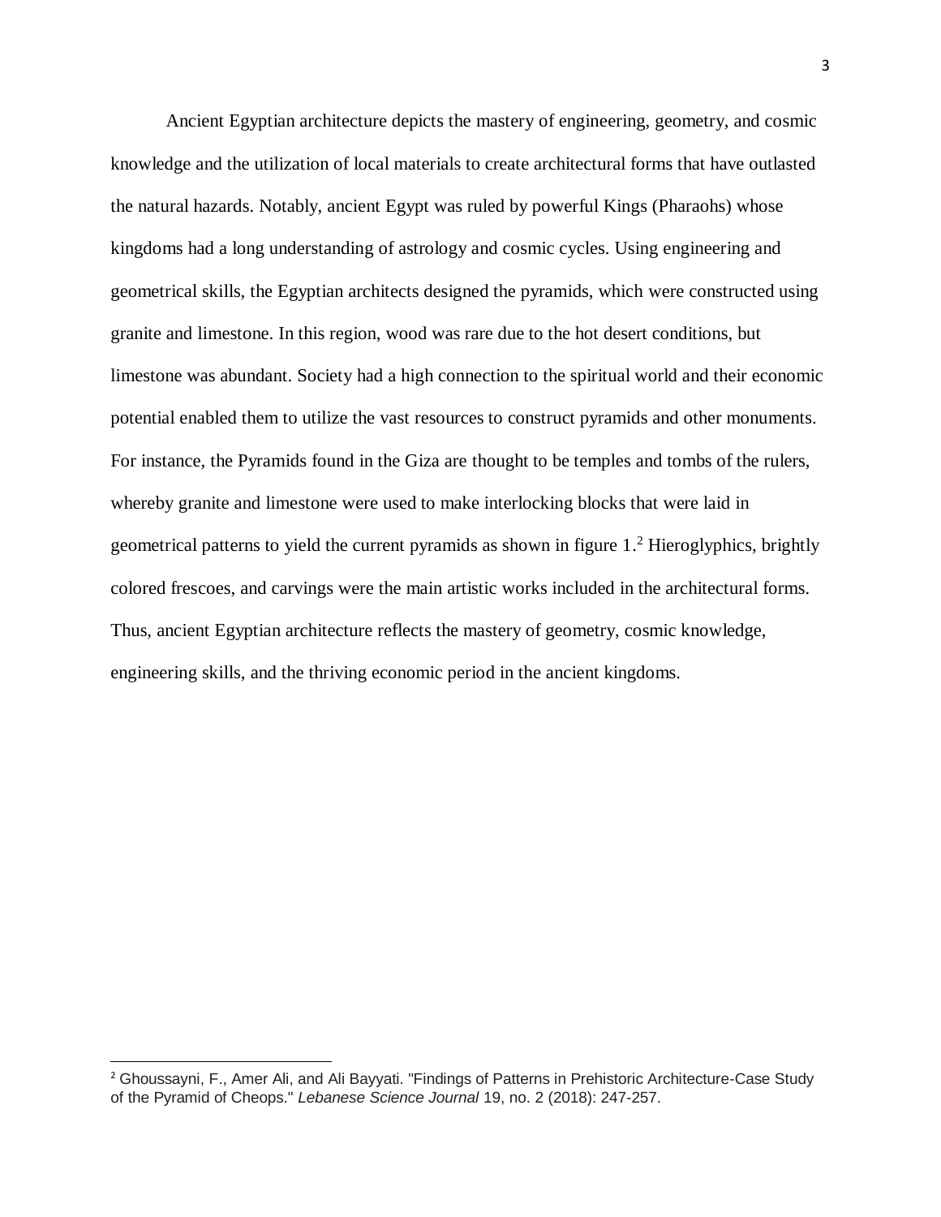Ancient Egyptian architecture depicts the mastery of engineering, geometry, and cosmic knowledge and the utilization of local materials to create architectural forms that have outlasted the natural hazards. Notably, ancient Egypt was ruled by powerful Kings (Pharaohs) whose kingdoms had a long understanding of astrology and cosmic cycles. Using engineering and geometrical skills, the Egyptian architects designed the pyramids, which were constructed using granite and limestone. In this region, wood was rare due to the hot desert conditions, but limestone was abundant. Society had a high connection to the spiritual world and their economic potential enabled them to utilize the vast resources to construct pyramids and other monuments. For instance, the Pyramids found in the Giza are thought to be temples and tombs of the rulers, whereby granite and limestone were used to make interlocking blocks that were laid in geometrical patterns to yield the current pyramids as shown in figure 1.[2] Hieroglyphics, brightly colored frescoes, and carvings were the main artistic works included in the architectural forms. Thus, ancient Egyptian architecture reflects the mastery of geometry, cosmic knowledge, engineering skills, and the thriving economic period in the ancient kingdoms.

---

[2] Ghoussayni, F., Amer Ali, and Ali Bayyati. "Findings of Patterns in Prehistoric Architecture-Case Study of the Pyramid of Cheops." *Lebanese Science Journal* 19, no. 2 (2018): 247-257.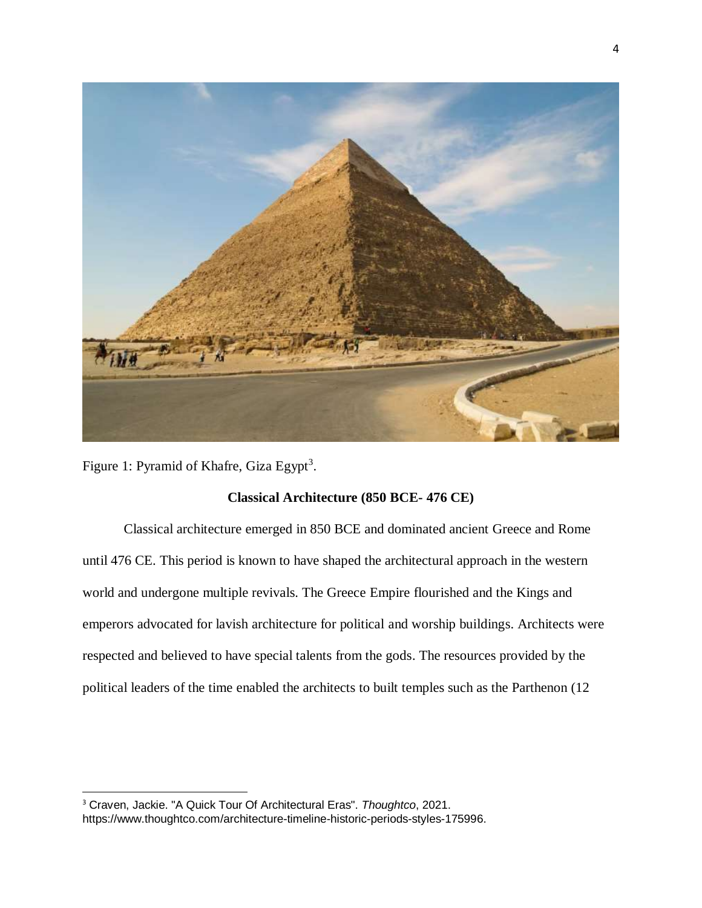Figure 1: Pyramid of Khafre, Giza Egypt[3].

## Classical Architecture (850 BCE- 476 CE)

Classical architecture emerged in 850 BCE and dominated ancient Greece and Rome until 476 CE. This period is known to have shaped the architectural approach in the western world and undergone multiple revivals. The Greece Empire flourished and the Kings and emperors advocated for lavish architecture for political and worship buildings. Architects were respected and believed to have special talents from the gods. The resources provided by the political leaders of the time enabled the architects to built temples such as the Parthenon (12

---

[3] Craven, Jackie. "A Quick Tour Of Architectural Eras". *Thoughtco*, 2021. https://www.thoughtco.com/architecture-timeline-historic-periods-styles-175996.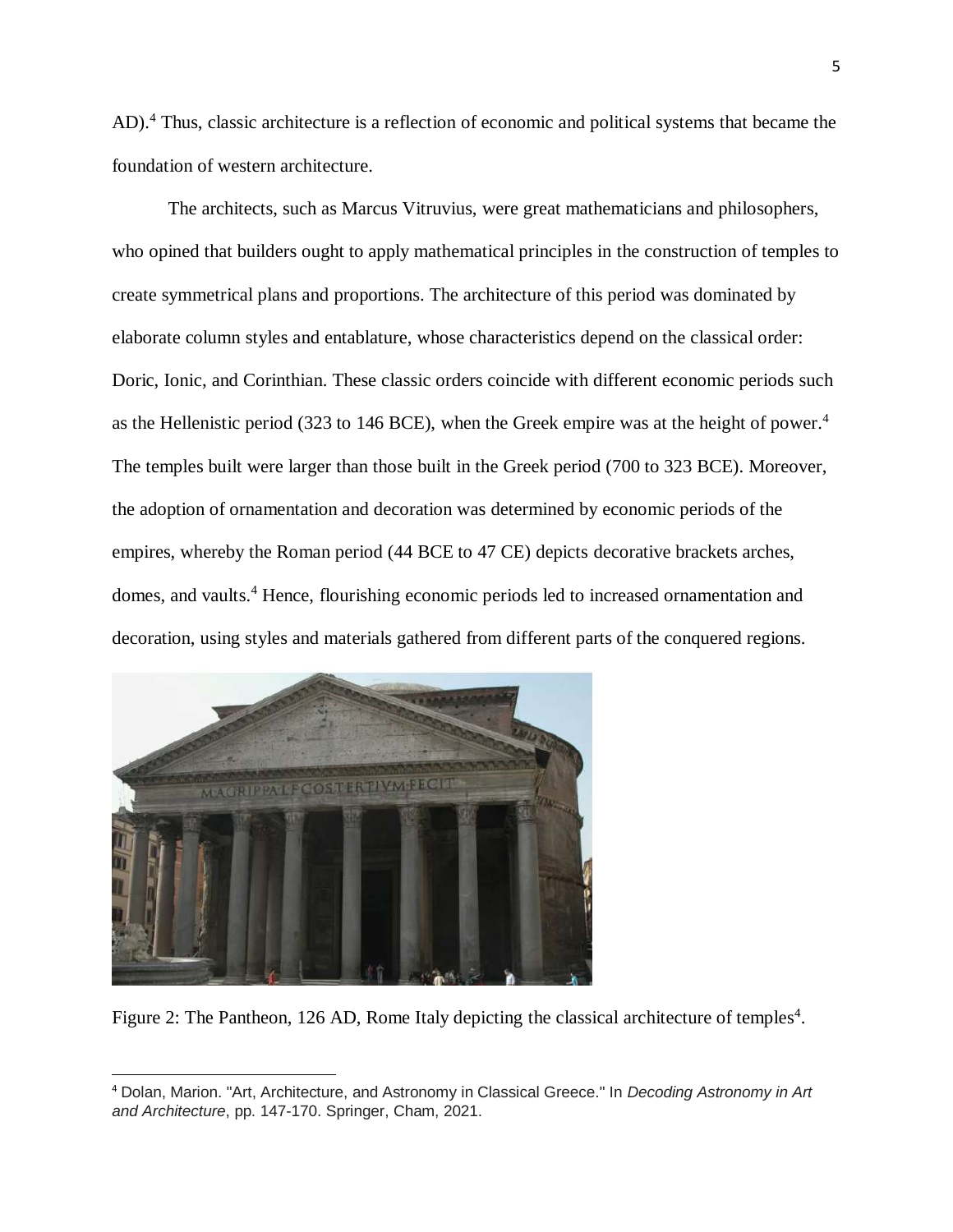AD).[4] Thus, classic architecture is a reflection of economic and political systems that became the foundation of western architecture.

The architects, such as Marcus Vitruvius, were great mathematicians and philosophers, who opined that builders ought to apply mathematical principles in the construction of temples to create symmetrical plans and proportions. The architecture of this period was dominated by elaborate column styles and entablature, whose characteristics depend on the classical order: Doric, Ionic, and Corinthian. These classic orders coincide with different economic periods such as the Hellenistic period (323 to 146 BCE), when the Greek empire was at the height of power.[4] The temples built were larger than those built in the Greek period (700 to 323 BCE). Moreover, the adoption of ornamentation and decoration was determined by economic periods of the empires, whereby the Roman period (44 BCE to 47 CE) depicts decorative brackets arches, domes, and vaults.[4] Hence, flourishing economic periods led to increased ornamentation and decoration, using styles and materials gathered from different parts of the conquered regions.

Figure 2: The Pantheon, 126 AD, Rome Italy depicting the classical architecture of temples[4].

[4] Dolan, Marion. "Art, Architecture, and Astronomy in Classical Greece." In *Decoding Astronomy in Art and Architecture*, pp. 147-170. Springer, Cham, 2021.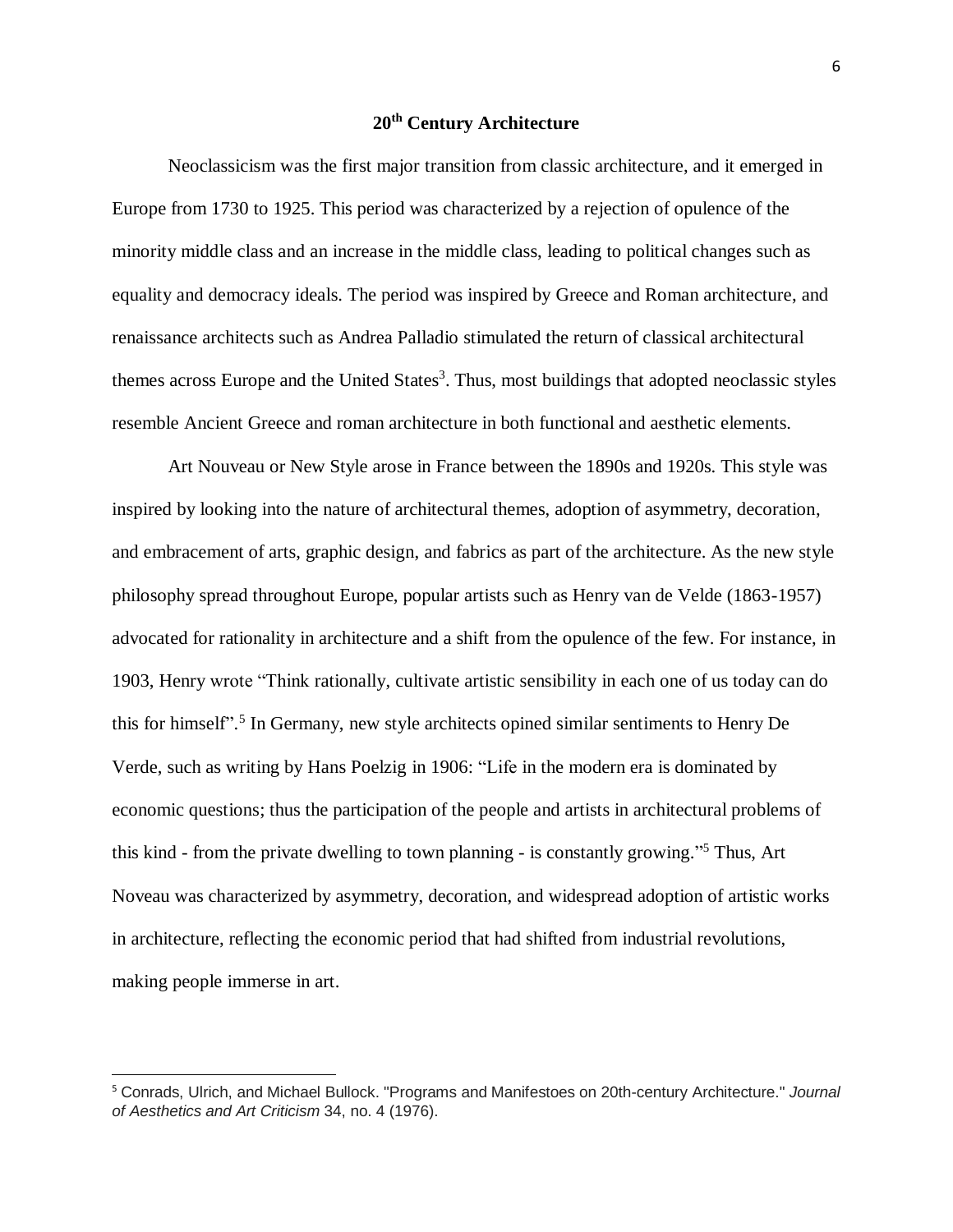## 20th Century Architecture

Neoclassicism was the first major transition from classic architecture, and it emerged in Europe from 1730 to 1925. This period was characterized by a rejection of opulence of the minority middle class and an increase in the middle class, leading to political changes such as equality and democracy ideals. The period was inspired by Greece and Roman architecture, and renaissance architects such as Andrea Palladio stimulated the return of classical architectural themes across Europe and the United States[3]. Thus, most buildings that adopted neoclassic styles resemble Ancient Greece and roman architecture in both functional and aesthetic elements.

Art Nouveau or New Style arose in France between the 1890s and 1920s. This style was inspired by looking into the nature of architectural themes, adoption of asymmetry, decoration, and embracement of arts, graphic design, and fabrics as part of the architecture. As the new style philosophy spread throughout Europe, popular artists such as Henry van de Velde (1863-1957) advocated for rationality in architecture and a shift from the opulence of the few. For instance, in 1903, Henry wrote "Think rationally, cultivate artistic sensibility in each one of us today can do this for himself".[5] In Germany, new style architects opined similar sentiments to Henry De Verde, such as writing by Hans Poelzig in 1906: "Life in the modern era is dominated by economic questions; thus the participation of the people and artists in architectural problems of this kind - from the private dwelling to town planning - is constantly growing."[5] Thus, Art Noveau was characterized by asymmetry, decoration, and widespread adoption of artistic works in architecture, reflecting the economic period that had shifted from industrial revolutions, making people immerse in art.

---

[5] Conrads, Ulrich, and Michael Bullock. "Programs and Manifestoes on 20th-century Architecture." *Journal of Aesthetics and Art Criticism* 34, no. 4 (1976).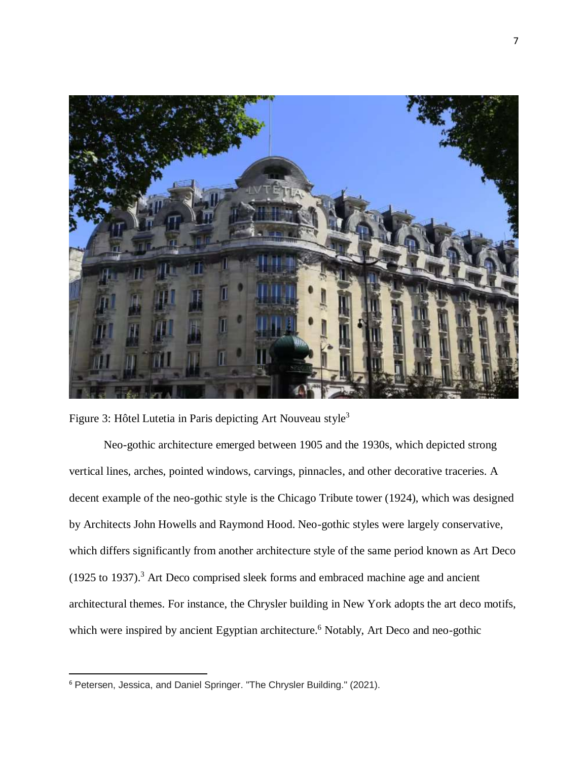Figure 3: Hôtel Lutetia in Paris depicting Art Nouveau style[3]

Neo-gothic architecture emerged between 1905 and the 1930s, which depicted strong vertical lines, arches, pointed windows, carvings, pinnacles, and other decorative traceries. A decent example of the neo-gothic style is the Chicago Tribute tower (1924), which was designed by Architects John Howells and Raymond Hood. Neo-gothic styles were largely conservative, which differs significantly from another architecture style of the same period known as Art Deco (1925 to 1937).[3] Art Deco comprised sleek forms and embraced machine age and ancient architectural themes. For instance, the Chrysler building in New York adopts the art deco motifs, which were inspired by ancient Egyptian architecture.[6] Notably, Art Deco and neo-gothic

[6] Petersen, Jessica, and Daniel Springer. "The Chrysler Building." (2021).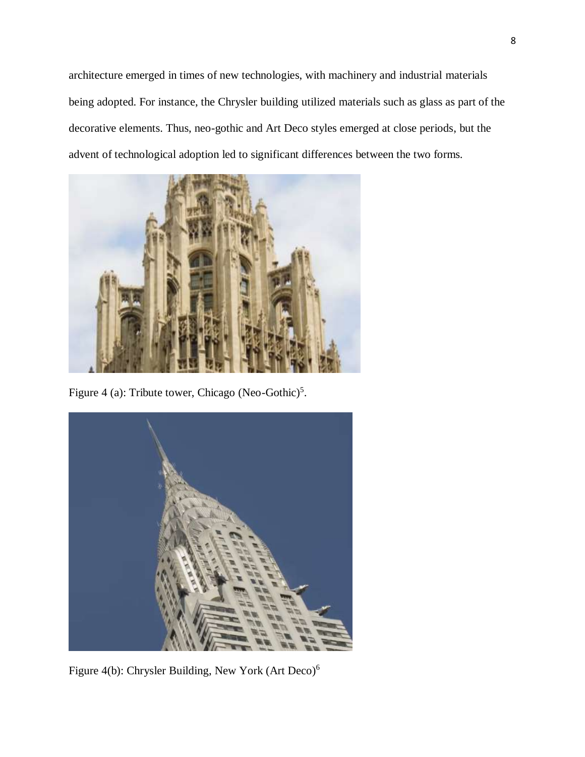architecture emerged in times of new technologies, with machinery and industrial materials being adopted. For instance, the Chrysler building utilized materials such as glass as part of the decorative elements. Thus, neo-gothic and Art Deco styles emerged at close periods, but the advent of technological adoption led to significant differences between the two forms.

Figure 4 (a): Tribute tower, Chicago (Neo-Gothic)[5].

Figure 4(b): Chrysler Building, New York (Art Deco)[6]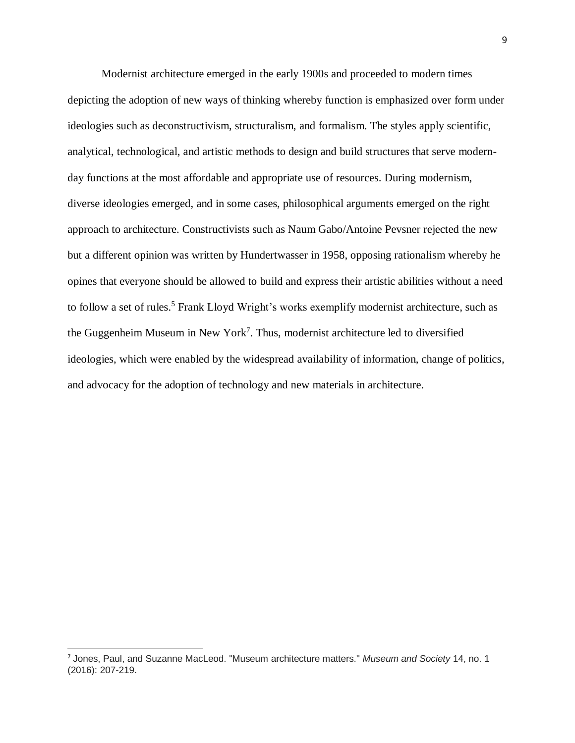Modernist architecture emerged in the early 1900s and proceeded to modern times depicting the adoption of new ways of thinking whereby function is emphasized over form under ideologies such as deconstructivism, structuralism, and formalism. The styles apply scientific, analytical, technological, and artistic methods to design and build structures that serve modern-day functions at the most affordable and appropriate use of resources. During modernism, diverse ideologies emerged, and in some cases, philosophical arguments emerged on the right approach to architecture. Constructivists such as Naum Gabo/Antoine Pevsner rejected the new but a different opinion was written by Hundertwasser in 1958, opposing rationalism whereby he opines that everyone should be allowed to build and express their artistic abilities without a need to follow a set of rules.[5] Frank Lloyd Wright's works exemplify modernist architecture, such as the Guggenheim Museum in New York[7]. Thus, modernist architecture led to diversified ideologies, which were enabled by the widespread availability of information, change of politics, and advocacy for the adoption of technology and new materials in architecture.

---

[7] Jones, Paul, and Suzanne MacLeod. "Museum architecture matters." *Museum and Society* 14, no. 1 (2016): 207-219.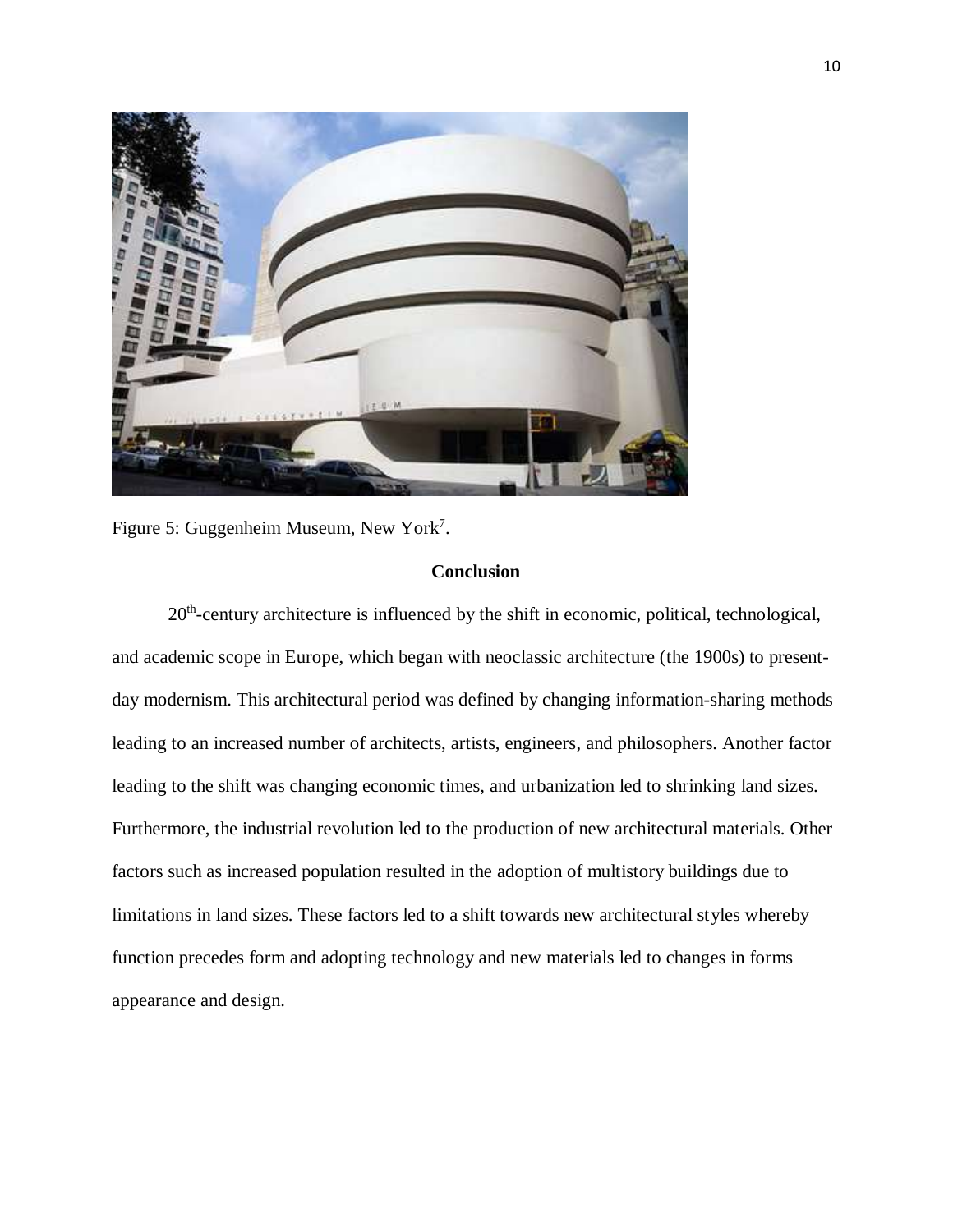Figure 5: Guggenheim Museum, New York[7].

## Conclusion

20th-century architecture is influenced by the shift in economic, political, technological, and academic scope in Europe, which began with neoclassic architecture (the 1900s) to present-day modernism. This architectural period was defined by changing information-sharing methods leading to an increased number of architects, artists, engineers, and philosophers. Another factor leading to the shift was changing economic times, and urbanization led to shrinking land sizes. Furthermore, the industrial revolution led to the production of new architectural materials. Other factors such as increased population resulted in the adoption of multistory buildings due to limitations in land sizes. These factors led to a shift towards new architectural styles whereby function precedes form and adopting technology and new materials led to changes in forms appearance and design.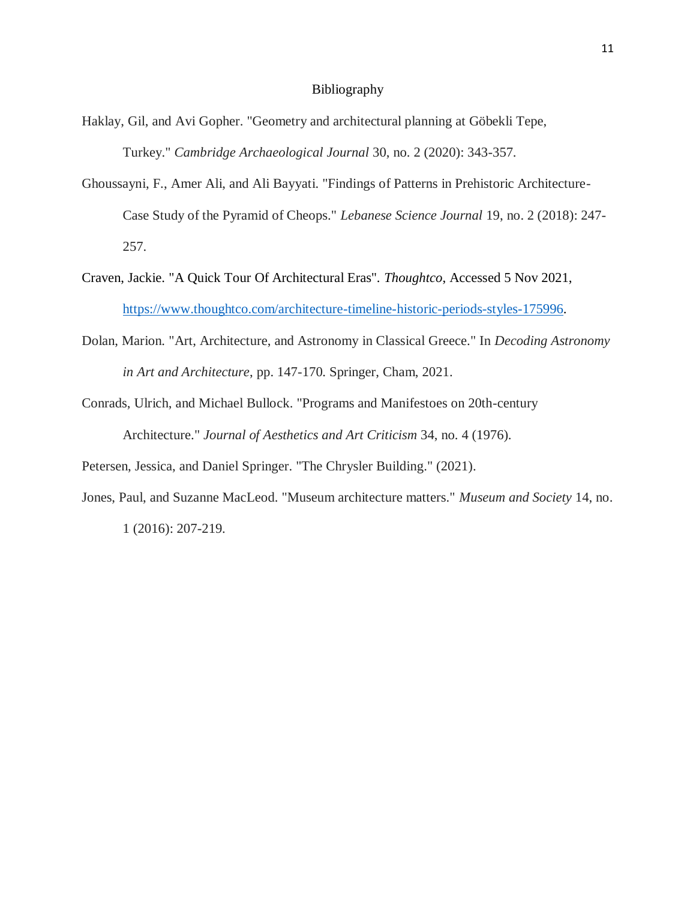# Bibliography

Haklay, Gil, and Avi Gopher. "Geometry and architectural planning at Göbekli Tepe, Turkey." *Cambridge Archaeological Journal* 30, no. 2 (2020): 343-357.

Ghoussayni, F., Amer Ali, and Ali Bayyati. "Findings of Patterns in Prehistoric Architecture-Case Study of the Pyramid of Cheops." *Lebanese Science Journal* 19, no. 2 (2018): 247-257.

Craven, Jackie. "A Quick Tour Of Architectural Eras". *Thoughtco*, Accessed 5 Nov 2021, https://www.thoughtco.com/architecture-timeline-historic-periods-styles-175996.

Dolan, Marion. "Art, Architecture, and Astronomy in Classical Greece." In *Decoding Astronomy in Art and Architecture*, pp. 147-170. Springer, Cham, 2021.

Conrads, Ulrich, and Michael Bullock. "Programs and Manifestoes on 20th-century Architecture." *Journal of Aesthetics and Art Criticism* 34, no. 4 (1976).

Petersen, Jessica, and Daniel Springer. "The Chrysler Building." (2021).

Jones, Paul, and Suzanne MacLeod. "Museum architecture matters." *Museum and Society* 14, no. 1 (2016): 207-219.